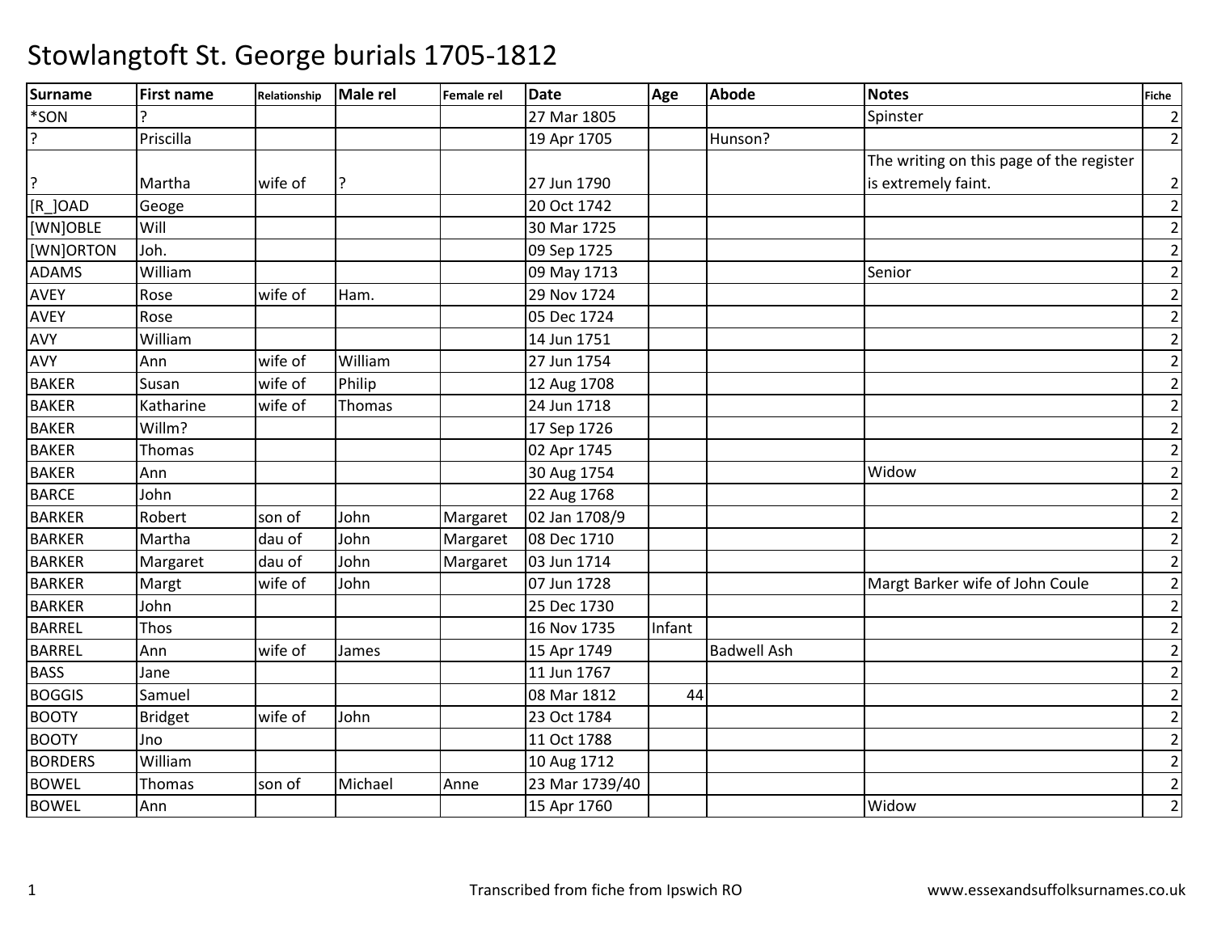# Stowlangtoft St. George burials 1705-1812

| Surname | First name | Relationship | Male rel | Female rel | Date | Age | Abode | Notes | Fiche |
|---|---|---|---|---|---|---|---|---|---|
| *SON | ? | | | | 27 Mar 1805 | | | Spinster | 2 |
| ? | Priscilla | | | | 19 Apr 1705 | | Hunson? | | 2 |
| ? | Martha | wife of | ? | | 27 Jun 1790 | | | The writing on this page of the register is extremely faint. | 2 |
| [R_]OAD | Geoge | | | | 20 Oct 1742 | | | | 2 |
| [WN]OBLE | Will | | | | 30 Mar 1725 | | | | 2 |
| [WN]ORTON | Joh. | | | | 09 Sep 1725 | | | | 2 |
| ADAMS | William | | | | 09 May 1713 | | | Senior | 2 |
| AVEY | Rose | wife of | Ham. | | 29 Nov 1724 | | | | 2 |
| AVEY | Rose | | | | 05 Dec 1724 | | | | 2 |
| AVY | William | | | | 14 Jun 1751 | | | | 2 |
| AVY | Ann | wife of | William | | 27 Jun 1754 | | | | 2 |
| BAKER | Susan | wife of | Philip | | 12 Aug 1708 | | | | 2 |
| BAKER | Katharine | wife of | Thomas | | 24 Jun 1718 | | | | 2 |
| BAKER | Willm? | | | | 17 Sep 1726 | | | | 2 |
| BAKER | Thomas | | | | 02 Apr 1745 | | | | 2 |
| BAKER | Ann | | | | 30 Aug 1754 | | | Widow | 2 |
| BARCE | John | | | | 22 Aug 1768 | | | | 2 |
| BARKER | Robert | son of | John | Margaret | 02 Jan 1708/9 | | | | 2 |
| BARKER | Martha | dau of | John | Margaret | 08 Dec 1710 | | | | 2 |
| BARKER | Margaret | dau of | John | Margaret | 03 Jun 1714 | | | | 2 |
| BARKER | Margt | wife of | John | | 07 Jun 1728 | | | Margt Barker wife of John Coule | 2 |
| BARKER | John | | | | 25 Dec 1730 | | | | 2 |
| BARREL | Thos | | | | 16 Nov 1735 | Infant | | | 2 |
| BARREL | Ann | wife of | James | | 15 Apr 1749 | | Badwell Ash | | 2 |
| BASS | Jane | | | | 11 Jun 1767 | | | | 2 |
| BOGGIS | Samuel | | | | 08 Mar 1812 | 44 | | | 2 |
| BOOTY | Bridget | wife of | John | | 23 Oct 1784 | | | | 2 |
| BOOTY | Jno | | | | 11 Oct 1788 | | | | 2 |
| BORDERS | William | | | | 10 Aug 1712 | | | | 2 |
| BOWEL | Thomas | son of | Michael | Anne | 23 Mar 1739/40 | | | | 2 |
| BOWEL | Ann | | | | 15 Apr 1760 | | | Widow | 2 |

Transcribed from fiche from Ipswich RO www.essexandsuffolksurnames.co.uk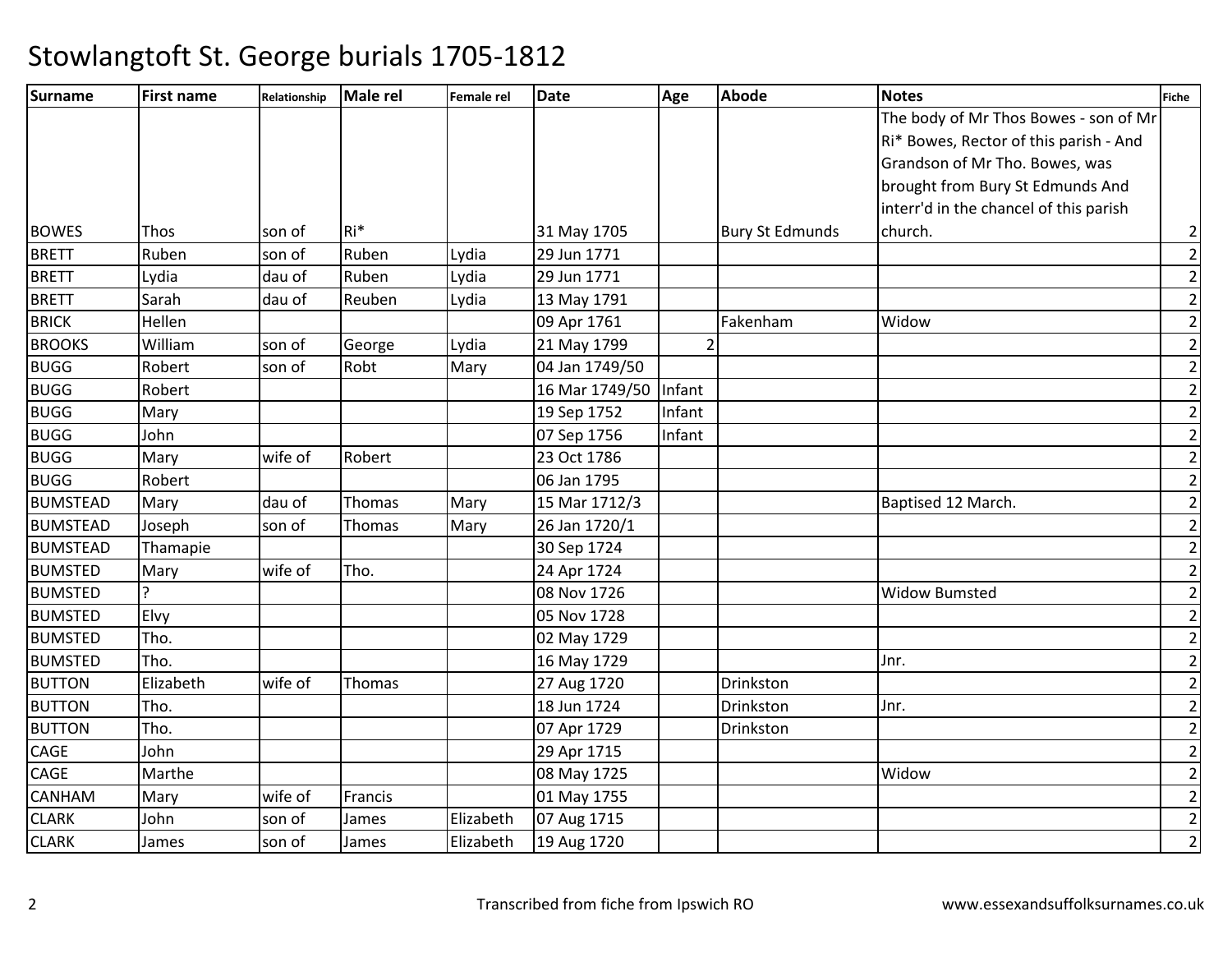# Stowlangtoft St. George burials 1705-1812

| Surname | First name | Relationship | Male rel | Female rel | Date | Age | Abode | Notes | Fiche |
|---|---|---|---|---|---|---|---|---|---|
| BOWES | Thos | son of | Ri* | | 31 May 1705 | | Bury St Edmunds | The body of Mr Thos Bowes - son of Mr Ri* Bowes, Rector of this parish - And Grandson of Mr Tho. Bowes, was brought from Bury St Edmunds And interr'd in the chancel of this parish church. | 2 |
| BRETT | Ruben | son of | Ruben | Lydia | 29 Jun 1771 | | | | 2 |
| BRETT | Lydia | dau of | Ruben | Lydia | 29 Jun 1771 | | | | 2 |
| BRETT | Sarah | dau of | Reuben | Lydia | 13 May 1791 | | | | 2 |
| BRICK | Hellen | | | | 09 Apr 1761 | | Fakenham | Widow | 2 |
| BROOKS | William | son of | George | Lydia | 21 May 1799 | 2 | | | 2 |
| BUGG | Robert | son of | Robt | Mary | 04 Jan 1749/50 | | | | 2 |
| BUGG | Robert | | | | 16 Mar 1749/50 | Infant | | | 2 |
| BUGG | Mary | | | | 19 Sep 1752 | Infant | | | 2 |
| BUGG | John | | | | 07 Sep 1756 | Infant | | | 2 |
| BUGG | Mary | wife of | Robert | | 23 Oct 1786 | | | | 2 |
| BUGG | Robert | | | | 06 Jan 1795 | | | | 2 |
| BUMSTEAD | Mary | dau of | Thomas | Mary | 15 Mar 1712/3 | | | Baptised 12 March. | 2 |
| BUMSTEAD | Joseph | son of | Thomas | Mary | 26 Jan 1720/1 | | | | 2 |
| BUMSTEAD | Thamapie | | | | 30 Sep 1724 | | | | 2 |
| BUMSTED | Mary | wife of | Tho. | | 24 Apr 1724 | | | | 2 |
| BUMSTED | ? | | | | 08 Nov 1726 | | | Widow Bumsted | 2 |
| BUMSTED | Elvy | | | | 05 Nov 1728 | | | | 2 |
| BUMSTED | Tho. | | | | 02 May 1729 | | | | 2 |
| BUMSTED | Tho. | | | | 16 May 1729 | | | Jnr. | 2 |
| BUTTON | Elizabeth | wife of | Thomas | | 27 Aug 1720 | | Drinkston | | 2 |
| BUTTON | Tho. | | | | 18 Jun 1724 | | Drinkston | Jnr. | 2 |
| BUTTON | Tho. | | | | 07 Apr 1729 | | Drinkston | | 2 |
| CAGE | John | | | | 29 Apr 1715 | | | | 2 |
| CAGE | Marthe | | | | 08 May 1725 | | | Widow | 2 |
| CANHAM | Mary | wife of | Francis | | 01 May 1755 | | | | 2 |
| CLARK | John | son of | James | Elizabeth | 07 Aug 1715 | | | | 2 |
| CLARK | James | son of | James | Elizabeth | 19 Aug 1720 | | | | 2 |

Transcribed from fiche from Ipswich RO

www.essexandsuffolksurnames.co.uk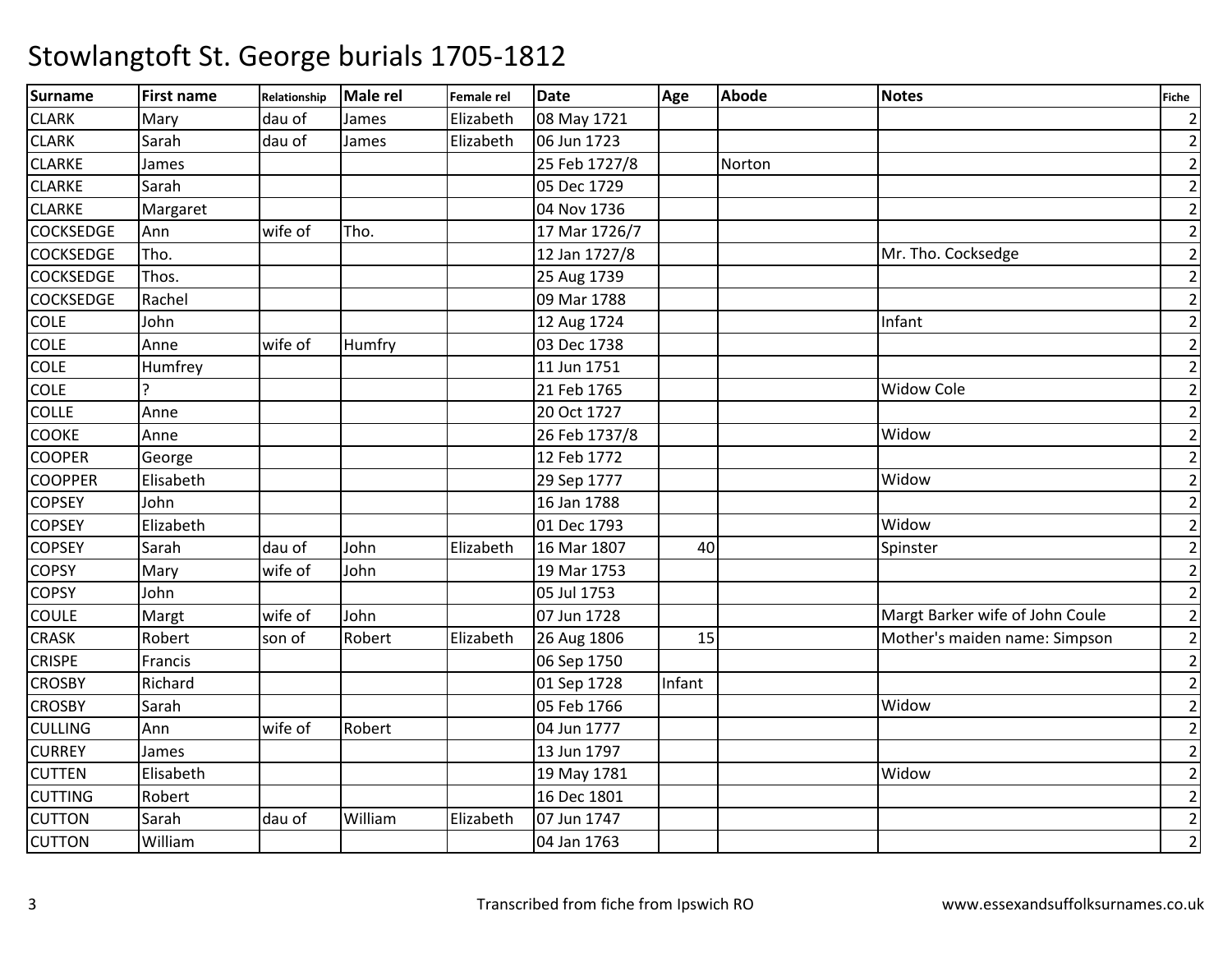# Stowlangtoft St. George burials 1705-1812

| Surname | First name | Relationship | Male rel | Female rel | Date | Age | Abode | Notes | Fiche |
|---|---|---|---|---|---|---|---|---|---|
| CLARK | Mary | dau of | James | Elizabeth | 08 May 1721 | | | | 2 |
| CLARK | Sarah | dau of | James | Elizabeth | 06 Jun 1723 | | | | 2 |
| CLARKE | James | | | | 25 Feb 1727/8 | | Norton | | 2 |
| CLARKE | Sarah | | | | 05 Dec 1729 | | | | 2 |
| CLARKE | Margaret | | | | 04 Nov 1736 | | | | 2 |
| COCKSEDGE | Ann | wife of | Tho. | | 17 Mar 1726/7 | | | | 2 |
| COCKSEDGE | Tho. | | | | 12 Jan 1727/8 | | | Mr. Tho. Cocksedge | 2 |
| COCKSEDGE | Thos. | | | | 25 Aug 1739 | | | | 2 |
| COCKSEDGE | Rachel | | | | 09 Mar 1788 | | | | 2 |
| COLE | John | | | | 12 Aug 1724 | | | Infant | 2 |
| COLE | Anne | wife of | Humfry | | 03 Dec 1738 | | | | 2 |
| COLE | Humfrey | | | | 11 Jun 1751 | | | | 2 |
| COLE | ? | | | | 21 Feb 1765 | | | Widow Cole | 2 |
| COLLE | Anne | | | | 20 Oct 1727 | | | | 2 |
| COOKE | Anne | | | | 26 Feb 1737/8 | | | Widow | 2 |
| COOPER | George | | | | 12 Feb 1772 | | | | 2 |
| COOPPER | Elisabeth | | | | 29 Sep 1777 | | | Widow | 2 |
| COPSEY | John | | | | 16 Jan 1788 | | | | 2 |
| COPSEY | Elizabeth | | | | 01 Dec 1793 | | | Widow | 2 |
| COPSEY | Sarah | dau of | John | Elizabeth | 16 Mar 1807 | 40 | | Spinster | 2 |
| COPSY | Mary | wife of | John | | 19 Mar 1753 | | | | 2 |
| COPSY | John | | | | 05 Jul 1753 | | | | 2 |
| COULE | Margt | wife of | John | | 07 Jun 1728 | | | Margt Barker wife of John Coule | 2 |
| CRASK | Robert | son of | Robert | Elizabeth | 26 Aug 1806 | 15 | | Mother's maiden name: Simpson | 2 |
| CRISPE | Francis | | | | 06 Sep 1750 | | | | 2 |
| CROSBY | Richard | | | | 01 Sep 1728 | Infant | | | 2 |
| CROSBY | Sarah | | | | 05 Feb 1766 | | | Widow | 2 |
| CULLING | Ann | wife of | Robert | | 04 Jun 1777 | | | | 2 |
| CURREY | James | | | | 13 Jun 1797 | | | | 2 |
| CUTTEN | Elisabeth | | | | 19 May 1781 | | | Widow | 2 |
| CUTTING | Robert | | | | 16 Dec 1801 | | | | 2 |
| CUTTON | Sarah | dau of | William | Elizabeth | 07 Jun 1747 | | | | 2 |
| CUTTON | William | | | | 04 Jan 1763 | | | | 2 |

Transcribed from fiche from Ipswich RO www.essexandsuffolksurnames.co.uk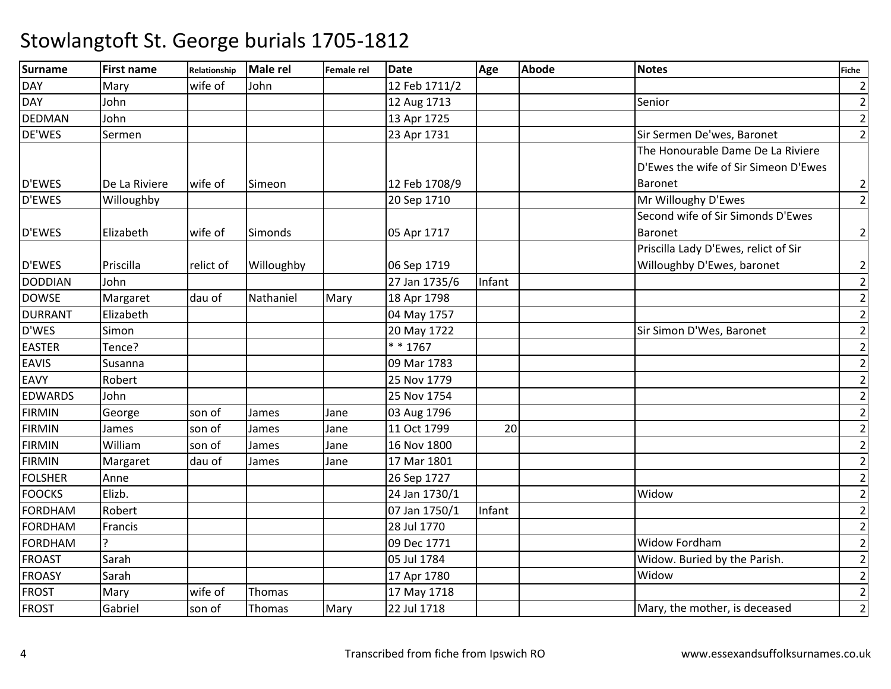# Stowlangtoft St. George burials 1705-1812

| Surname | First name | Relationship | Male rel | Female rel | Date | Age | Abode | Notes | Fiche |
|---|---|---|---|---|---|---|---|---|---|
| DAY | Mary | wife of | John | | 12 Feb 1711/2 | | | | 2 |
| DAY | John | | | | 12 Aug 1713 | | | Senior | 2 |
| DEDMAN | John | | | | 13 Apr 1725 | | | | 2 |
| DE'WES | Sermen | | | | 23 Apr 1731 | | | Sir Sermen De'wes, Baronet | 2 |
| D'EWES | De La Riviere | wife of | Simeon | | 12 Feb 1708/9 | | | The Honourable Dame De La Riviere D'Ewes the wife of Sir Simeon D'Ewes Baronet | 2 |
| D'EWES | Willoughby | | | | 20 Sep 1710 | | | Mr Willoughy D'Ewes | 2 |
| D'EWES | Elizabeth | wife of | Simonds | | 05 Apr 1717 | | | Second wife of Sir Simonds D'Ewes Baronet | 2 |
| D'EWES | Priscilla | relict of | Willoughby | | 06 Sep 1719 | | | Priscilla Lady D'Ewes, relict of Sir Willoughby D'Ewes, baronet | 2 |
| DODDIAN | John | | | | 27 Jan 1735/6 | Infant | | | 2 |
| DOWSE | Margaret | dau of | Nathaniel | Mary | 18 Apr 1798 | | | | 2 |
| DURRANT | Elizabeth | | | | 04 May 1757 | | | | 2 |
| D'WES | Simon | | | | 20 May 1722 | | | Sir Simon D'Wes, Baronet | 2 |
| EASTER | Tence? | | | | * * 1767 | | | | 2 |
| EAVIS | Susanna | | | | 09 Mar 1783 | | | | 2 |
| EAVY | Robert | | | | 25 Nov 1779 | | | | 2 |
| EDWARDS | John | | | | 25 Nov 1754 | | | | 2 |
| FIRMIN | George | son of | James | Jane | 03 Aug 1796 | | | | 2 |
| FIRMIN | James | son of | James | Jane | 11 Oct 1799 | 20 | | | 2 |
| FIRMIN | William | son of | James | Jane | 16 Nov 1800 | | | | 2 |
| FIRMIN | Margaret | dau of | James | Jane | 17 Mar 1801 | | | | 2 |
| FOLSHER | Anne | | | | 26 Sep 1727 | | | | 2 |
| FOOCKS | Elizb. | | | | 24 Jan 1730/1 | | | Widow | 2 |
| FORDHAM | Robert | | | | 07 Jan 1750/1 | Infant | | | 2 |
| FORDHAM | Francis | | | | 28 Jul 1770 | | | | 2 |
| FORDHAM | ? | | | | 09 Dec 1771 | | | Widow Fordham | 2 |
| FROAST | Sarah | | | | 05 Jul 1784 | | | Widow. Buried by the Parish. | 2 |
| FROASY | Sarah | | | | 17 Apr 1780 | | | Widow | 2 |
| FROST | Mary | wife of | Thomas | | 17 May 1718 | | | | 2 |
| FROST | Gabriel | son of | Thomas | Mary | 22 Jul 1718 | | | Mary, the mother, is deceased | 2 |

Transcribed from fiche from Ipswich RO

www.essexandsuffolksurnames.co.uk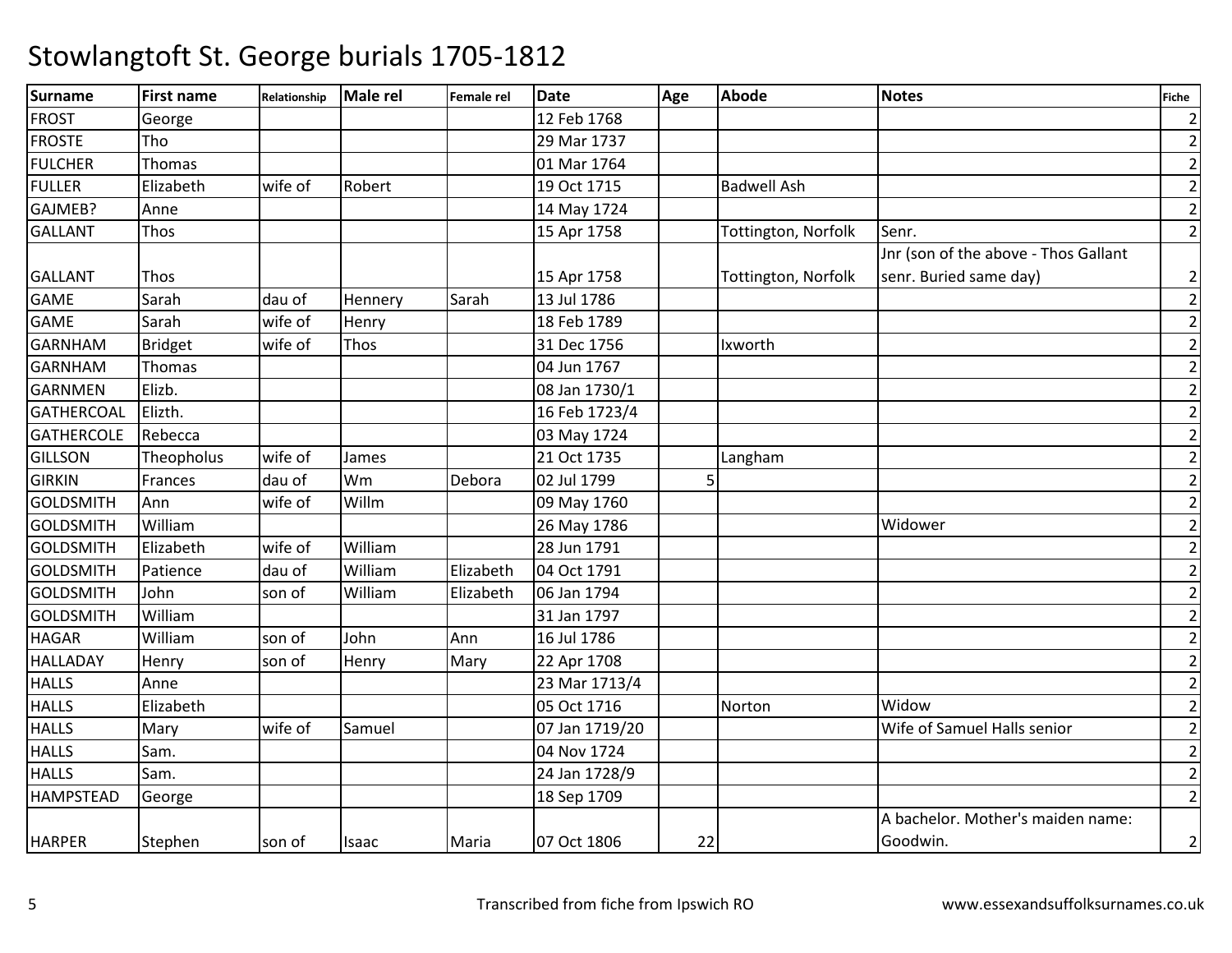# Stowlangtoft St. George burials 1705-1812

| Surname | First name | Relationship | Male rel | Female rel | Date | Age | Abode | Notes | Fiche |
|---|---|---|---|---|---|---|---|---|---|
| FROST | George | | | | 12 Feb 1768 | | | | 2 |
| FROSTE | Tho | | | | 29 Mar 1737 | | | | 2 |
| FULCHER | Thomas | | | | 01 Mar 1764 | | | | 2 |
| FULLER | Elizabeth | wife of | Robert | | 19 Oct 1715 | | Badwell Ash | | 2 |
| GAJMEB? | Anne | | | | 14 May 1724 | | | | 2 |
| GALLANT | Thos | | | | 15 Apr 1758 | | Tottington, Norfolk | Senr. | 2 |
| GALLANT | Thos | | | | 15 Apr 1758 | | Tottington, Norfolk | Jnr (son of the above - Thos Gallant senr. Buried same day) | 2 |
| GAME | Sarah | dau of | Hennery | Sarah | 13 Jul 1786 | | | | 2 |
| GAME | Sarah | wife of | Henry | | 18 Feb 1789 | | | | 2 |
| GARNHAM | Bridget | wife of | Thos | | 31 Dec 1756 | | Ixworth | | 2 |
| GARNHAM | Thomas | | | | 04 Jun 1767 | | | | 2 |
| GARNMEN | Elizb. | | | | 08 Jan 1730/1 | | | | 2 |
| GATHERCOAL | Elizth. | | | | 16 Feb 1723/4 | | | | 2 |
| GATHERCOLE | Rebecca | | | | 03 May 1724 | | | | 2 |
| GILLSON | Theopholus | wife of | James | | 21 Oct 1735 | | Langham | | 2 |
| GIRKIN | Frances | dau of | Wm | Debora | 02 Jul 1799 | 5 | | | 2 |
| GOLDSMITH | Ann | wife of | Willm | | 09 May 1760 | | | | 2 |
| GOLDSMITH | William | | | | 26 May 1786 | | | Widower | 2 |
| GOLDSMITH | Elizabeth | wife of | William | | 28 Jun 1791 | | | | 2 |
| GOLDSMITH | Patience | dau of | William | Elizabeth | 04 Oct 1791 | | | | 2 |
| GOLDSMITH | John | son of | William | Elizabeth | 06 Jan 1794 | | | | 2 |
| GOLDSMITH | William | | | | 31 Jan 1797 | | | | 2 |
| HAGAR | William | son of | John | Ann | 16 Jul 1786 | | | | 2 |
| HALLADAY | Henry | son of | Henry | Mary | 22 Apr 1708 | | | | 2 |
| HALLS | Anne | | | | 23 Mar 1713/4 | | | | 2 |
| HALLS | Elizabeth | | | | 05 Oct 1716 | | Norton | Widow | 2 |
| HALLS | Mary | wife of | Samuel | | 07 Jan 1719/20 | | | Wife of Samuel Halls senior | 2 |
| HALLS | Sam. | | | | 04 Nov 1724 | | | | 2 |
| HALLS | Sam. | | | | 24 Jan 1728/9 | | | | 2 |
| HAMPSTEAD | George | | | | 18 Sep 1709 | | | | 2 |
| HARPER | Stephen | son of | Isaac | Maria | 07 Oct 1806 | 22 | | A bachelor. Mother's maiden name: Goodwin. | 2 |

Transcribed from fiche from Ipswich RO www.essexandsuffolksurnames.co.uk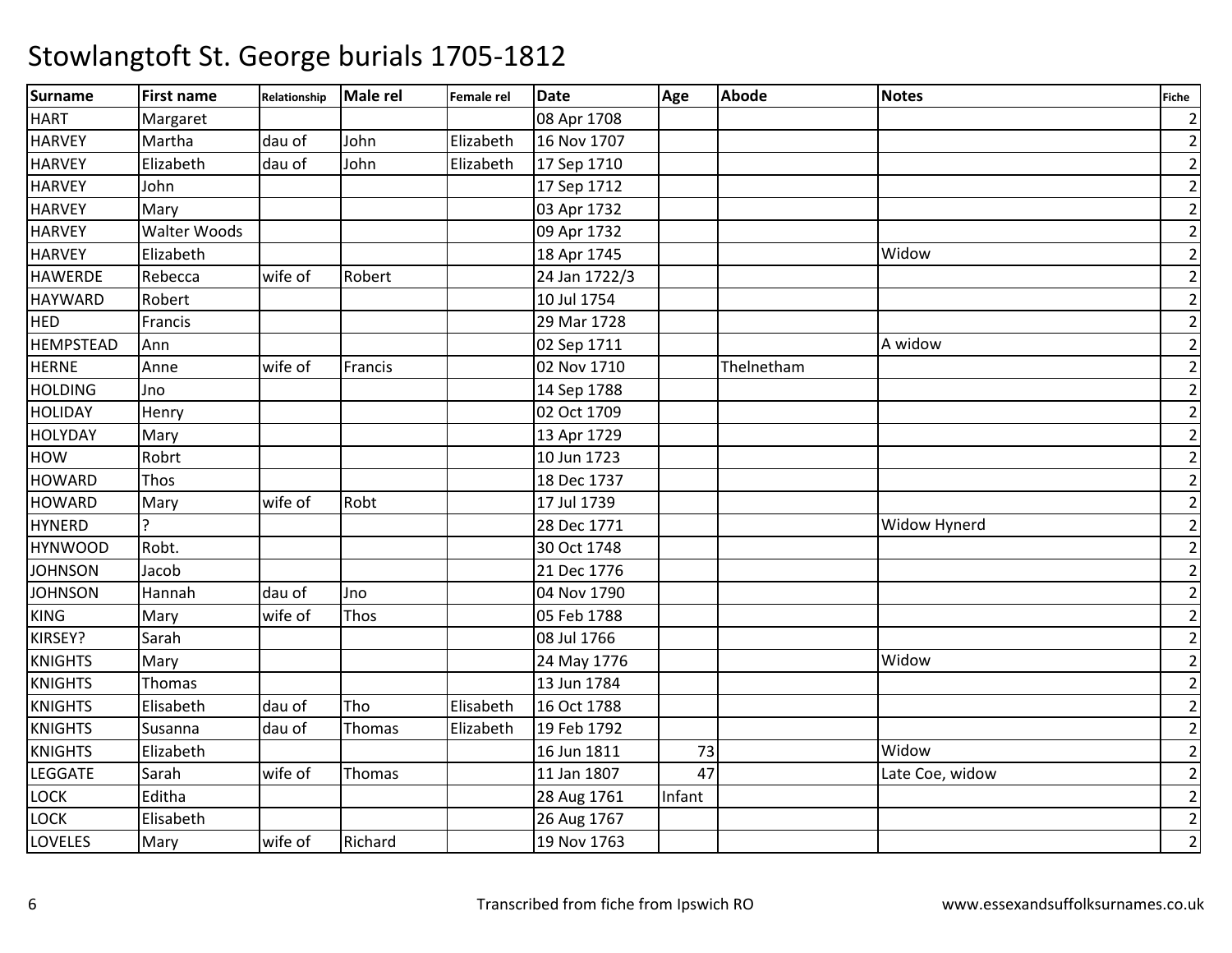# Stowlangtoft St. George burials 1705-1812

| Surname | First name | Relationship | Male rel | Female rel | Date | Age | Abode | Notes | Fiche |
|---|---|---|---|---|---|---|---|---|---|
| HART | Margaret | | | | 08 Apr 1708 | | | | 2 |
| HARVEY | Martha | dau of | John | Elizabeth | 16 Nov 1707 | | | | 2 |
| HARVEY | Elizabeth | dau of | John | Elizabeth | 17 Sep 1710 | | | | 2 |
| HARVEY | John | | | | 17 Sep 1712 | | | | 2 |
| HARVEY | Mary | | | | 03 Apr 1732 | | | | 2 |
| HARVEY | Walter Woods | | | | 09 Apr 1732 | | | | 2 |
| HARVEY | Elizabeth | | | | 18 Apr 1745 | | | Widow | 2 |
| HAWERDE | Rebecca | wife of | Robert | | 24 Jan 1722/3 | | | | 2 |
| HAYWARD | Robert | | | | 10 Jul 1754 | | | | 2 |
| HED | Francis | | | | 29 Mar 1728 | | | | 2 |
| HEMPSTEAD | Ann | | | | 02 Sep 1711 | | | A widow | 2 |
| HERNE | Anne | wife of | Francis | | 02 Nov 1710 | | Thelnetham | | 2 |
| HOLDING | Jno | | | | 14 Sep 1788 | | | | 2 |
| HOLIDAY | Henry | | | | 02 Oct 1709 | | | | 2 |
| HOLYDAY | Mary | | | | 13 Apr 1729 | | | | 2 |
| HOW | Robrt | | | | 10 Jun 1723 | | | | 2 |
| HOWARD | Thos | | | | 18 Dec 1737 | | | | 2 |
| HOWARD | Mary | wife of | Robt | | 17 Jul 1739 | | | | 2 |
| HYNERD | ? | | | | 28 Dec 1771 | | | Widow Hynerd | 2 |
| HYNWOOD | Robt. | | | | 30 Oct 1748 | | | | 2 |
| JOHNSON | Jacob | | | | 21 Dec 1776 | | | | 2 |
| JOHNSON | Hannah | dau of | Jno | | 04 Nov 1790 | | | | 2 |
| KING | Mary | wife of | Thos | | 05 Feb 1788 | | | | 2 |
| KIRSEY? | Sarah | | | | 08 Jul 1766 | | | | 2 |
| KNIGHTS | Mary | | | | 24 May 1776 | | | Widow | 2 |
| KNIGHTS | Thomas | | | | 13 Jun 1784 | | | | 2 |
| KNIGHTS | Elisabeth | dau of | Tho | Elisabeth | 16 Oct 1788 | | | | 2 |
| KNIGHTS | Susanna | dau of | Thomas | Elizabeth | 19 Feb 1792 | | | | 2 |
| KNIGHTS | Elizabeth | | | | 16 Jun 1811 | 73 | | Widow | 2 |
| LEGGATE | Sarah | wife of | Thomas | | 11 Jan 1807 | 47 | | Late Coe, widow | 2 |
| LOCK | Editha | | | | 28 Aug 1761 | Infant | | | 2 |
| LOCK | Elisabeth | | | | 26 Aug 1767 | | | | 2 |
| LOVELES | Mary | wife of | Richard | | 19 Nov 1763 | | | | 2 |

Transcribed from fiche from Ipswich RO

www.essexandsuffolksurnames.co.uk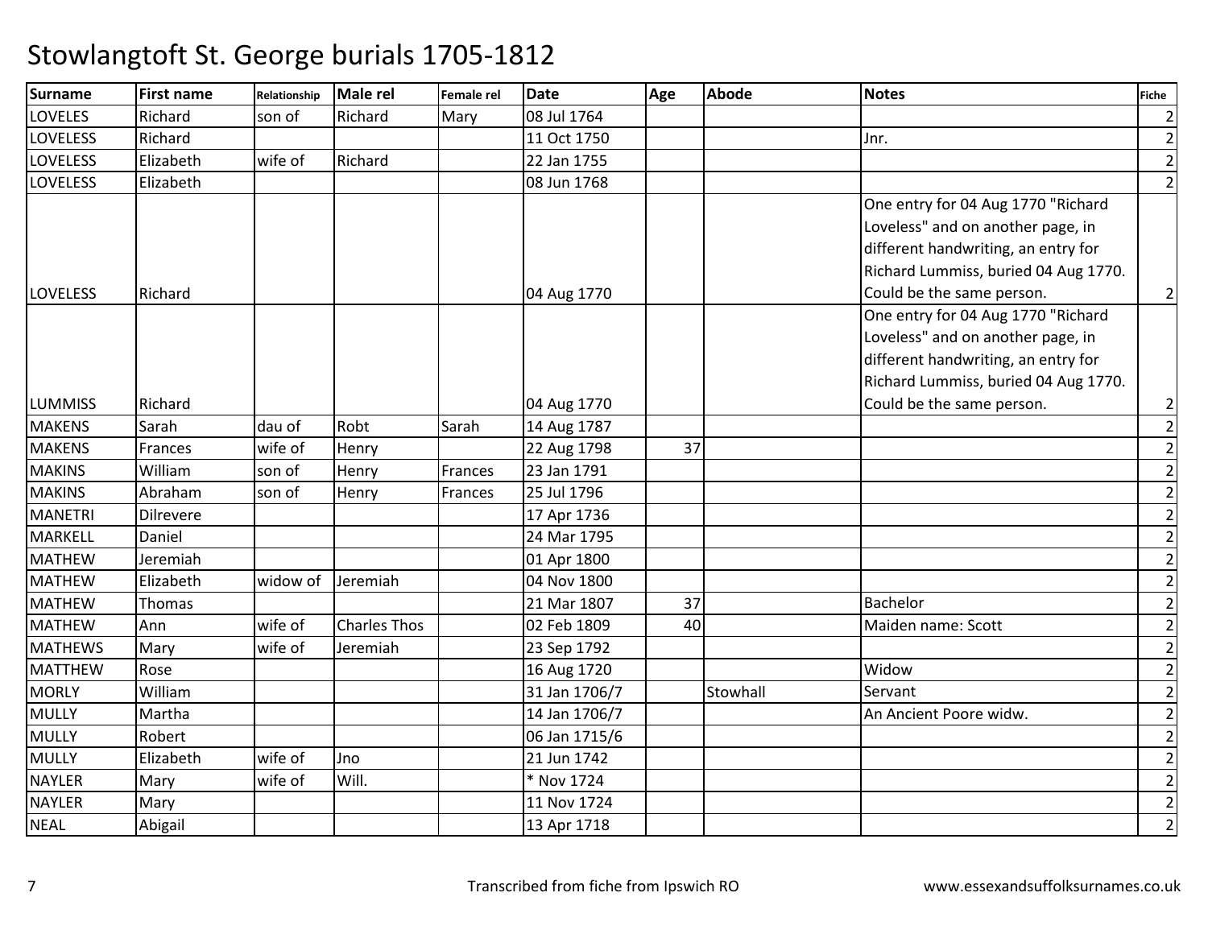# Stowlangtoft St. George burials 1705-1812

| Surname | First name | Relationship | Male rel | Female rel | Date | Age | Abode | Notes | Fiche |
|---|---|---|---|---|---|---|---|---|---|
| LOVELES | Richard | son of | Richard | Mary | 08 Jul 1764 | | | | 2 |
| LOVELESS | Richard | | | | 11 Oct 1750 | | | Jnr. | 2 |
| LOVELESS | Elizabeth | wife of | Richard | | 22 Jan 1755 | | | | 2 |
| LOVELESS | Elizabeth | | | | 08 Jun 1768 | | | | 2 |
| LOVELESS | Richard | | | | 04 Aug 1770 | | | One entry for 04 Aug 1770 "Richard Loveless" and on another page, in different handwriting, an entry for Richard Lummiss, buried 04 Aug 1770. Could be the same person. | 2 |
| LUMMISS | Richard | | | | 04 Aug 1770 | | | One entry for 04 Aug 1770 "Richard Loveless" and on another page, in different handwriting, an entry for Richard Lummiss, buried 04 Aug 1770. Could be the same person. | 2 |
| MAKENS | Sarah | dau of | Robt | Sarah | 14 Aug 1787 | | | | 2 |
| MAKENS | Frances | wife of | Henry | | 22 Aug 1798 | 37 | | | 2 |
| MAKINS | William | son of | Henry | Frances | 23 Jan 1791 | | | | 2 |
| MAKINS | Abraham | son of | Henry | Frances | 25 Jul 1796 | | | | 2 |
| MANETRI | Dilrevere | | | | 17 Apr 1736 | | | | 2 |
| MARKELL | Daniel | | | | 24 Mar 1795 | | | | 2 |
| MATHEW | Jeremiah | | | | 01 Apr 1800 | | | | 2 |
| MATHEW | Elizabeth | widow of | Jeremiah | | 04 Nov 1800 | | | | 2 |
| MATHEW | Thomas | | | | 21 Mar 1807 | 37 | | Bachelor | 2 |
| MATHEW | Ann | wife of | Charles Thos | | 02 Feb 1809 | 40 | | Maiden name: Scott | 2 |
| MATHEWS | Mary | wife of | Jeremiah | | 23 Sep 1792 | | | | 2 |
| MATTHEW | Rose | | | | 16 Aug 1720 | | | Widow | 2 |
| MORLY | William | | | | 31 Jan 1706/7 | | Stowhall | Servant | 2 |
| MULLY | Martha | | | | 14 Jan 1706/7 | | | An Ancient Poore widw. | 2 |
| MULLY | Robert | | | | 06 Jan 1715/6 | | | | 2 |
| MULLY | Elizabeth | wife of | Jno | | 21 Jun 1742 | | | | 2 |
| NAYLER | Mary | wife of | Will. | | * Nov 1724 | | | | 2 |
| NAYLER | Mary | | | | 11 Nov 1724 | | | | 2 |
| NEAL | Abigail | | | | 13 Apr 1718 | | | | 2 |

Transcribed from fiche from Ipswich RO

www.essexandsuffolksurnames.co.uk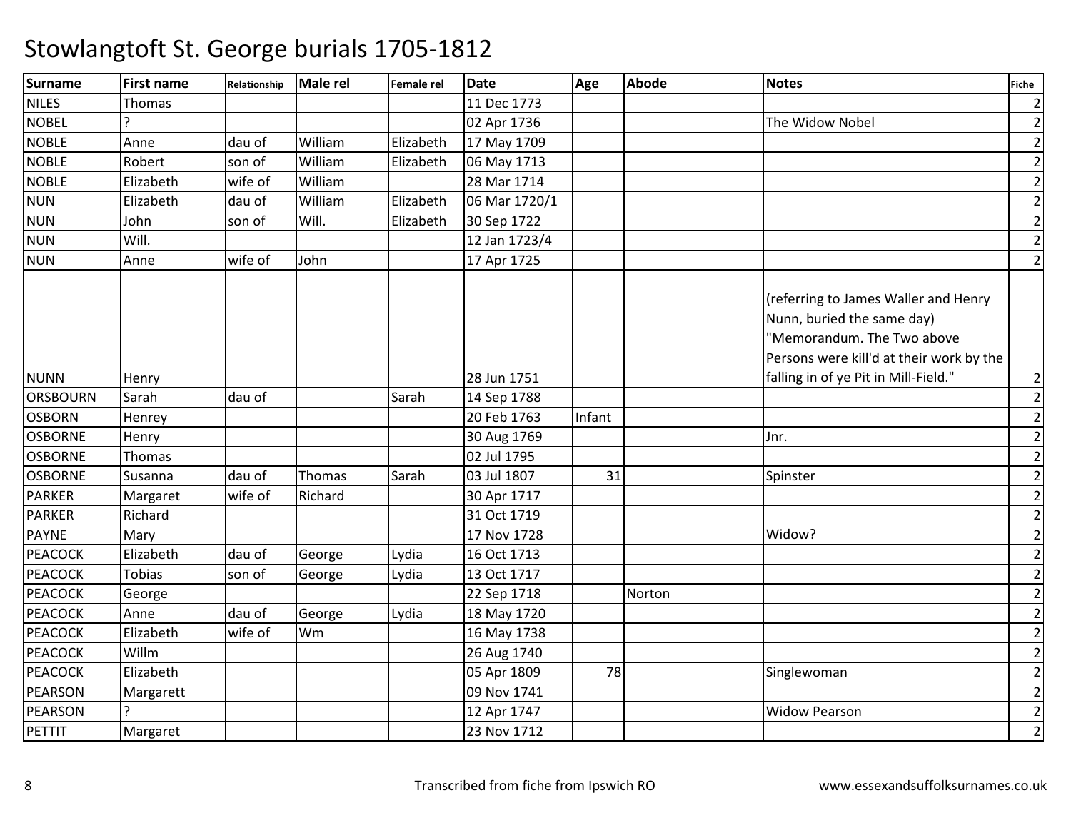# Stowlangtoft St. George burials 1705-1812

| Surname | First name | Relationship | Male rel | Female rel | Date | Age | Abode | Notes | Fiche |
|---|---|---|---|---|---|---|---|---|---|
| NILES | Thomas | | | | 11 Dec 1773 | | | | 2 |
| NOBEL | ? | | | | 02 Apr 1736 | | | The Widow Nobel | 2 |
| NOBLE | Anne | dau of | William | Elizabeth | 17 May 1709 | | | | 2 |
| NOBLE | Robert | son of | William | Elizabeth | 06 May 1713 | | | | 2 |
| NOBLE | Elizabeth | wife of | William | | 28 Mar 1714 | | | | 2 |
| NUN | Elizabeth | dau of | William | Elizabeth | 06 Mar 1720/1 | | | | 2 |
| NUN | John | son of | Will. | Elizabeth | 30 Sep 1722 | | | | 2 |
| NUN | Will. | | | | 12 Jan 1723/4 | | | | 2 |
| NUN | Anne | wife of | John | | 17 Apr 1725 | | | | 2 |
| NUNN | Henry | | | | 28 Jun 1751 | | | (referring to James Waller and Henry Nunn, buried the same day) "Memorandum. The Two above Persons were kill'd at their work by the falling in of ye Pit in Mill-Field." | 2 |
| ORSBOURN | Sarah | dau of | | Sarah | 14 Sep 1788 | | | | 2 |
| OSBORN | Henrey | | | | 20 Feb 1763 | Infant | | | 2 |
| OSBORNE | Henry | | | | 30 Aug 1769 | | | Jnr. | 2 |
| OSBORNE | Thomas | | | | 02 Jul 1795 | | | | 2 |
| OSBORNE | Susanna | dau of | Thomas | Sarah | 03 Jul 1807 | 31 | | Spinster | 2 |
| PARKER | Margaret | wife of | Richard | | 30 Apr 1717 | | | | 2 |
| PARKER | Richard | | | | 31 Oct 1719 | | | | 2 |
| PAYNE | Mary | | | | 17 Nov 1728 | | | Widow? | 2 |
| PEACOCK | Elizabeth | dau of | George | Lydia | 16 Oct 1713 | | | | 2 |
| PEACOCK | Tobias | son of | George | Lydia | 13 Oct 1717 | | | | 2 |
| PEACOCK | George | | | | 22 Sep 1718 | | Norton | | 2 |
| PEACOCK | Anne | dau of | George | Lydia | 18 May 1720 | | | | 2 |
| PEACOCK | Elizabeth | wife of | Wm | | 16 May 1738 | | | | 2 |
| PEACOCK | Willm | | | | 26 Aug 1740 | | | | 2 |
| PEACOCK | Elizabeth | | | | 05 Apr 1809 | 78 | | Singlewoman | 2 |
| PEARSON | Margarett | | | | 09 Nov 1741 | | | | 2 |
| PEARSON | ? | | | | 12 Apr 1747 | | | Widow Pearson | 2 |
| PETTIT | Margaret | | | | 23 Nov 1712 | | | | 2 |

Transcribed from fiche from Ipswich RO

www.essexandsuffolksurnames.co.uk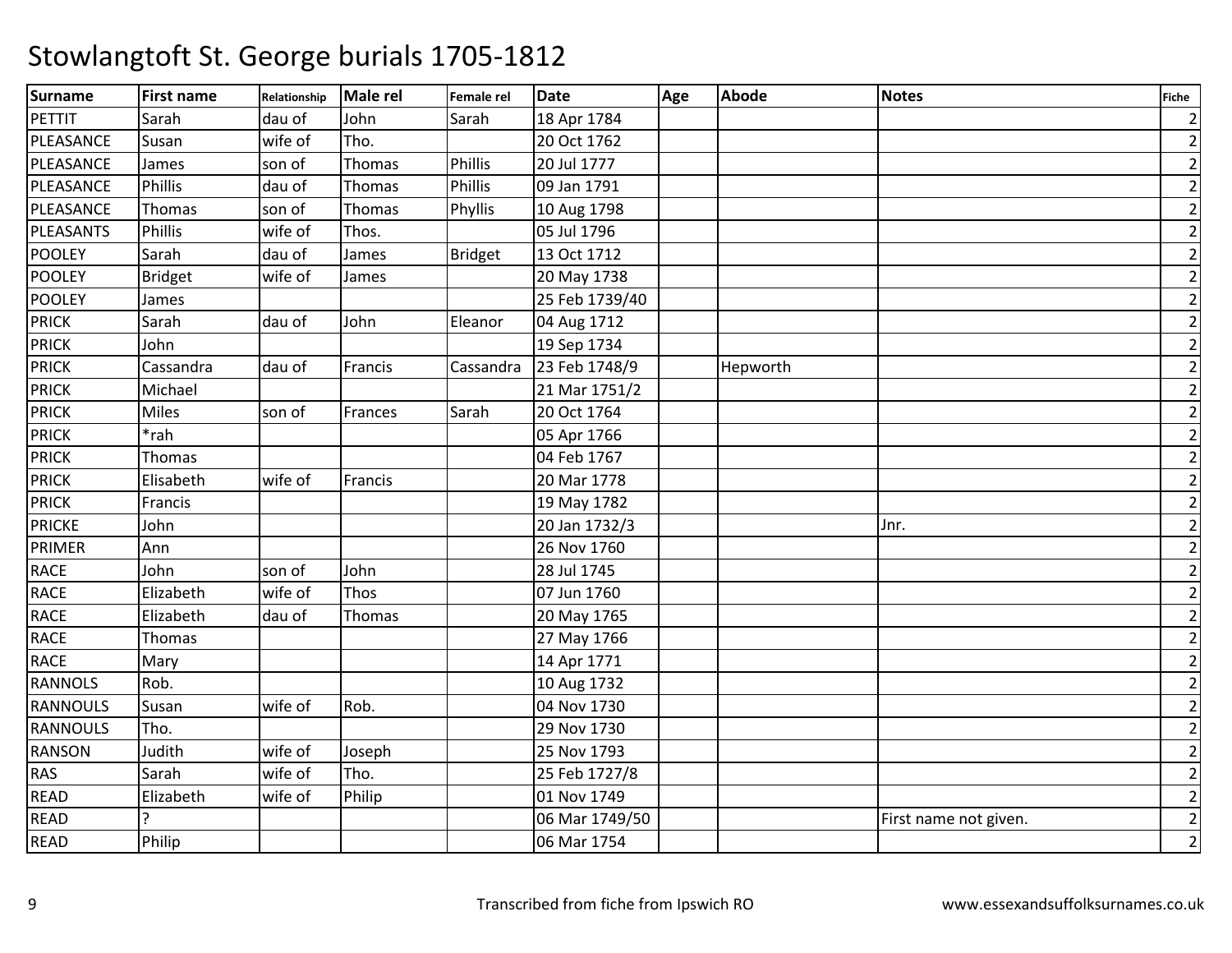# Stowlangtoft St. George burials 1705-1812

| Surname | First name | Relationship | Male rel | Female rel | Date | Age | Abode | Notes | Fiche |
|---|---|---|---|---|---|---|---|---|---|
| PETTIT | Sarah | dau of | John | Sarah | 18 Apr 1784 | | | | 2 |
| PLEASANCE | Susan | wife of | Tho. | | 20 Oct 1762 | | | | 2 |
| PLEASANCE | James | son of | Thomas | Phillis | 20 Jul 1777 | | | | 2 |
| PLEASANCE | Phillis | dau of | Thomas | Phillis | 09 Jan 1791 | | | | 2 |
| PLEASANCE | Thomas | son of | Thomas | Phyllis | 10 Aug 1798 | | | | 2 |
| PLEASANTS | Phillis | wife of | Thos. | | 05 Jul 1796 | | | | 2 |
| POOLEY | Sarah | dau of | James | Bridget | 13 Oct 1712 | | | | 2 |
| POOLEY | Bridget | wife of | James | | 20 May 1738 | | | | 2 |
| POOLEY | James | | | | 25 Feb 1739/40 | | | | 2 |
| PRICK | Sarah | dau of | John | Eleanor | 04 Aug 1712 | | | | 2 |
| PRICK | John | | | | 19 Sep 1734 | | | | 2 |
| PRICK | Cassandra | dau of | Francis | Cassandra | 23 Feb 1748/9 | | Hepworth | | 2 |
| PRICK | Michael | | | | 21 Mar 1751/2 | | | | 2 |
| PRICK | Miles | son of | Frances | Sarah | 20 Oct 1764 | | | | 2 |
| PRICK | *rah | | | | 05 Apr 1766 | | | | 2 |
| PRICK | Thomas | | | | 04 Feb 1767 | | | | 2 |
| PRICK | Elisabeth | wife of | Francis | | 20 Mar 1778 | | | | 2 |
| PRICK | Francis | | | | 19 May 1782 | | | | 2 |
| PRICKE | John | | | | 20 Jan 1732/3 | | | Jnr. | 2 |
| PRIMER | Ann | | | | 26 Nov 1760 | | | | 2 |
| RACE | John | son of | John | | 28 Jul 1745 | | | | 2 |
| RACE | Elizabeth | wife of | Thos | | 07 Jun 1760 | | | | 2 |
| RACE | Elizabeth | dau of | Thomas | | 20 May 1765 | | | | 2 |
| RACE | Thomas | | | | 27 May 1766 | | | | 2 |
| RACE | Mary | | | | 14 Apr 1771 | | | | 2 |
| RANNOLS | Rob. | | | | 10 Aug 1732 | | | | 2 |
| RANNOULS | Susan | wife of | Rob. | | 04 Nov 1730 | | | | 2 |
| RANNOULS | Tho. | | | | 29 Nov 1730 | | | | 2 |
| RANSON | Judith | wife of | Joseph | | 25 Nov 1793 | | | | 2 |
| RAS | Sarah | wife of | Tho. | | 25 Feb 1727/8 | | | | 2 |
| READ | Elizabeth | wife of | Philip | | 01 Nov 1749 | | | | 2 |
| READ | ? | | | | 06 Mar 1749/50 | | | First name not given. | 2 |
| READ | Philip | | | | 06 Mar 1754 | | | | 2 |

Transcribed from fiche from Ipswich RO www.essexandsuffolksurnames.co.uk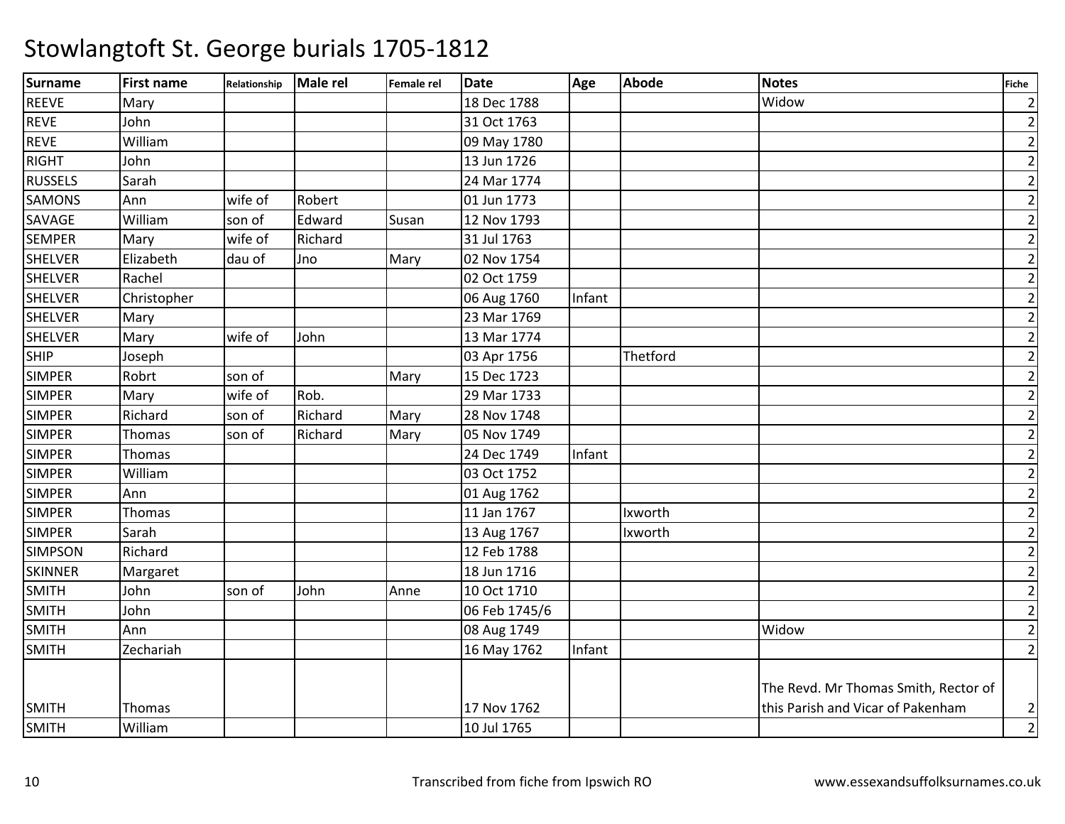# Stowlangtoft St. George burials 1705-1812

| Surname | First name | Relationship | Male rel | Female rel | Date | Age | Abode | Notes | Fiche |
|---|---|---|---|---|---|---|---|---|---|
| REEVE | Mary | | | | 18 Dec 1788 | | | Widow | 2 |
| REVE | John | | | | 31 Oct 1763 | | | | 2 |
| REVE | William | | | | 09 May 1780 | | | | 2 |
| RIGHT | John | | | | 13 Jun 1726 | | | | 2 |
| RUSSELS | Sarah | | | | 24 Mar 1774 | | | | 2 |
| SAMONS | Ann | wife of | Robert | | 01 Jun 1773 | | | | 2 |
| SAVAGE | William | son of | Edward | Susan | 12 Nov 1793 | | | | 2 |
| SEMPER | Mary | wife of | Richard | | 31 Jul 1763 | | | | 2 |
| SHELVER | Elizabeth | dau of | Jno | Mary | 02 Nov 1754 | | | | 2 |
| SHELVER | Rachel | | | | 02 Oct 1759 | | | | 2 |
| SHELVER | Christopher | | | | 06 Aug 1760 | Infant | | | 2 |
| SHELVER | Mary | | | | 23 Mar 1769 | | | | 2 |
| SHELVER | Mary | wife of | John | | 13 Mar 1774 | | | | 2 |
| SHIP | Joseph | | | | 03 Apr 1756 | | Thetford | | 2 |
| SIMPER | Robrt | son of | | Mary | 15 Dec 1723 | | | | 2 |
| SIMPER | Mary | wife of | Rob. | | 29 Mar 1733 | | | | 2 |
| SIMPER | Richard | son of | Richard | Mary | 28 Nov 1748 | | | | 2 |
| SIMPER | Thomas | son of | Richard | Mary | 05 Nov 1749 | | | | 2 |
| SIMPER | Thomas | | | | 24 Dec 1749 | Infant | | | 2 |
| SIMPER | William | | | | 03 Oct 1752 | | | | 2 |
| SIMPER | Ann | | | | 01 Aug 1762 | | | | 2 |
| SIMPER | Thomas | | | | 11 Jan 1767 | | Ixworth | | 2 |
| SIMPER | Sarah | | | | 13 Aug 1767 | | Ixworth | | 2 |
| SIMPSON | Richard | | | | 12 Feb 1788 | | | | 2 |
| SKINNER | Margaret | | | | 18 Jun 1716 | | | | 2 |
| SMITH | John | son of | John | Anne | 10 Oct 1710 | | | | 2 |
| SMITH | John | | | | 06 Feb 1745/6 | | | | 2 |
| SMITH | Ann | | | | 08 Aug 1749 | | | Widow | 2 |
| SMITH | Zechariah | | | | 16 May 1762 | Infant | | | 2 |
| SMITH | Thomas | | | | 17 Nov 1762 | | | The Revd. Mr Thomas Smith, Rector of this Parish and Vicar of Pakenham | 2 |
| SMITH | William | | | | 10 Jul 1765 | | | | 2 |

Transcribed from fiche from Ipswich RO

www.essexandsuffolksurnames.co.uk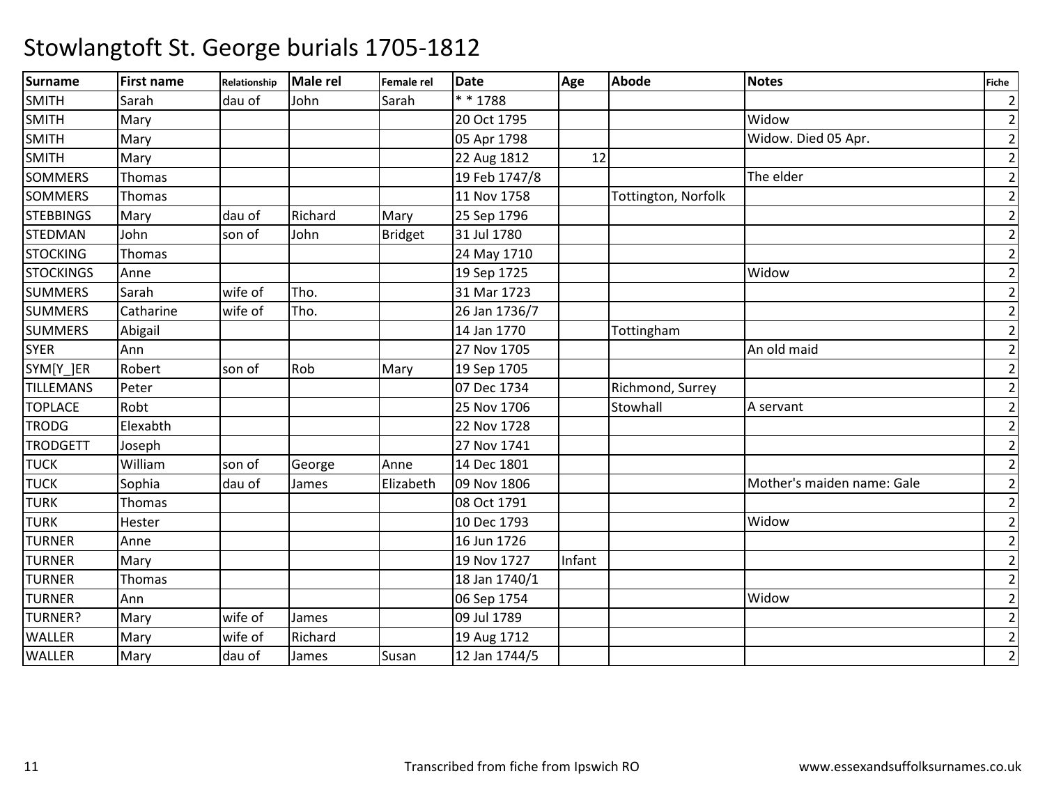# Stowlangtoft St. George burials 1705-1812

| Surname | First name | Relationship | Male rel | Female rel | Date | Age | Abode | Notes | Fiche |
|---|---|---|---|---|---|---|---|---|---|
| SMITH | Sarah | dau of | John | Sarah | * * 1788 | | | | 2 |
| SMITH | Mary | | | | 20 Oct 1795 | | | Widow | 2 |
| SMITH | Mary | | | | 05 Apr 1798 | | | Widow. Died 05 Apr. | 2 |
| SMITH | Mary | | | | 22 Aug 1812 | 12 | | | 2 |
| SOMMERS | Thomas | | | | 19 Feb 1747/8 | | | The elder | 2 |
| SOMMERS | Thomas | | | | 11 Nov 1758 | | Tottington, Norfolk | | 2 |
| STEBBINGS | Mary | dau of | Richard | Mary | 25 Sep 1796 | | | | 2 |
| STEDMAN | John | son of | John | Bridget | 31 Jul 1780 | | | | 2 |
| STOCKING | Thomas | | | | 24 May 1710 | | | | 2 |
| STOCKINGS | Anne | | | | 19 Sep 1725 | | | Widow | 2 |
| SUMMERS | Sarah | wife of | Tho. | | 31 Mar 1723 | | | | 2 |
| SUMMERS | Catharine | wife of | Tho. | | 26 Jan 1736/7 | | | | 2 |
| SUMMERS | Abigail | | | | 14 Jan 1770 | | Tottingham | | 2 |
| SYER | Ann | | | | 27 Nov 1705 | | | An old maid | 2 |
| SYM[Y_]ER | Robert | son of | Rob | Mary | 19 Sep 1705 | | | | 2 |
| TILLEMANS | Peter | | | | 07 Dec 1734 | | Richmond, Surrey | | 2 |
| TOPLACE | Robt | | | | 25 Nov 1706 | | Stowhall | A servant | 2 |
| TRODG | Elexabth | | | | 22 Nov 1728 | | | | 2 |
| TRODGETT | Joseph | | | | 27 Nov 1741 | | | | 2 |
| TUCK | William | son of | George | Anne | 14 Dec 1801 | | | | 2 |
| TUCK | Sophia | dau of | James | Elizabeth | 09 Nov 1806 | | | Mother's maiden name: Gale | 2 |
| TURK | Thomas | | | | 08 Oct 1791 | | | | 2 |
| TURK | Hester | | | | 10 Dec 1793 | | | Widow | 2 |
| TURNER | Anne | | | | 16 Jun 1726 | | | | 2 |
| TURNER | Mary | | | | 19 Nov 1727 | Infant | | | 2 |
| TURNER | Thomas | | | | 18 Jan 1740/1 | | | | 2 |
| TURNER | Ann | | | | 06 Sep 1754 | | | Widow | 2 |
| TURNER? | Mary | wife of | James | | 09 Jul 1789 | | | | 2 |
| WALLER | Mary | wife of | Richard | | 19 Aug 1712 | | | | 2 |
| WALLER | Mary | dau of | James | Susan | 12 Jan 1744/5 | | | | 2 |

Transcribed from fiche from Ipswich RO

www.essexandsuffolksurnames.co.uk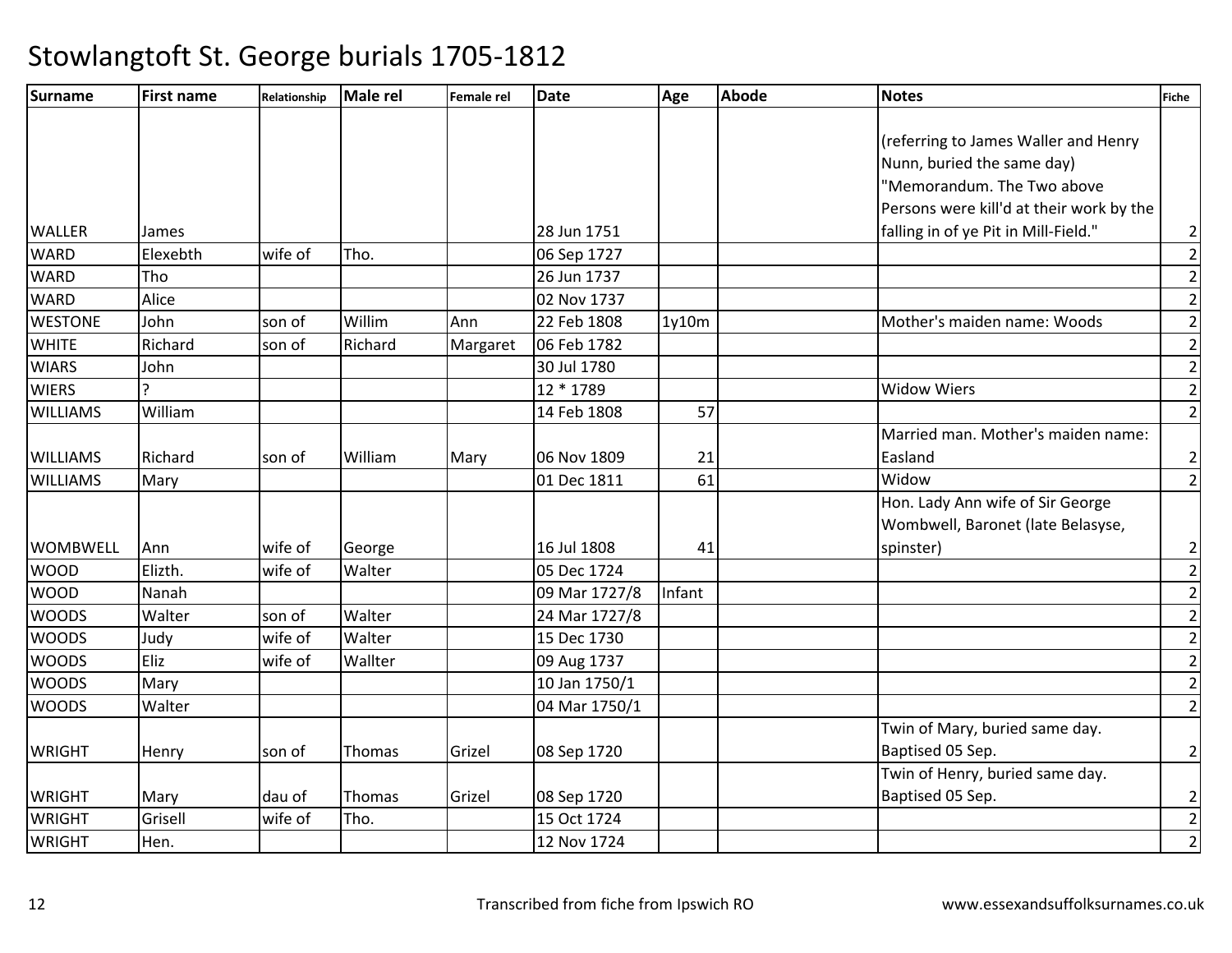# Stowlangtoft St. George burials 1705-1812

| Surname | First name | Relationship | Male rel | Female rel | Date | Age | Abode | Notes | Fiche |
|---|---|---|---|---|---|---|---|---|---|
| WALLER | James | | | | 28 Jun 1751 | | | (referring to James Waller and Henry Nunn, buried the same day) "Memorandum. The Two above Persons were kill'd at their work by the falling in of ye Pit in Mill-Field." | 2 |
| WARD | Elexebth | wife of | Tho. | | 06 Sep 1727 | | | | 2 |
| WARD | Tho | | | | 26 Jun 1737 | | | | 2 |
| WARD | Alice | | | | 02 Nov 1737 | | | | 2 |
| WESTONE | John | son of | Willim | Ann | 22 Feb 1808 | 1y10m | | Mother's maiden name: Woods | 2 |
| WHITE | Richard | son of | Richard | Margaret | 06 Feb 1782 | | | | 2 |
| WIARS | John | | | | 30 Jul 1780 | | | | 2 |
| WIERS | ? | | | | 12 * 1789 | | | Widow Wiers | 2 |
| WILLIAMS | William | | | | 14 Feb 1808 | 57 | | | 2 |
| WILLIAMS | Richard | son of | William | Mary | 06 Nov 1809 | 21 | | Married man. Mother's maiden name: Easland | 2 |
| WILLIAMS | Mary | | | | 01 Dec 1811 | 61 | | Widow | 2 |
| WOMBWELL | Ann | wife of | George | | 16 Jul 1808 | 41 | | Hon. Lady Ann wife of Sir George Wombwell, Baronet (late Belasyse, spinster) | 2 |
| WOOD | Elizth. | wife of | Walter | | 05 Dec 1724 | | | | 2 |
| WOOD | Nanah | | | | 09 Mar 1727/8 | Infant | | | 2 |
| WOODS | Walter | son of | Walter | | 24 Mar 1727/8 | | | | 2 |
| WOODS | Judy | wife of | Walter | | 15 Dec 1730 | | | | 2 |
| WOODS | Eliz | wife of | Wallter | | 09 Aug 1737 | | | | 2 |
| WOODS | Mary | | | | 10 Jan 1750/1 | | | | 2 |
| WOODS | Walter | | | | 04 Mar 1750/1 | | | | 2 |
| WRIGHT | Henry | son of | Thomas | Grizel | 08 Sep 1720 | | | Twin of Mary, buried same day. Baptised 05 Sep. | 2 |
| WRIGHT | Mary | dau of | Thomas | Grizel | 08 Sep 1720 | | | Twin of Henry, buried same day. Baptised 05 Sep. | 2 |
| WRIGHT | Grisell | wife of | Tho. | | 15 Oct 1724 | | | | 2 |
| WRIGHT | Hen. | | | | 12 Nov 1724 | | | | 2 |

Transcribed from fiche from Ipswich RO

www.essexandsuffolksurnames.co.uk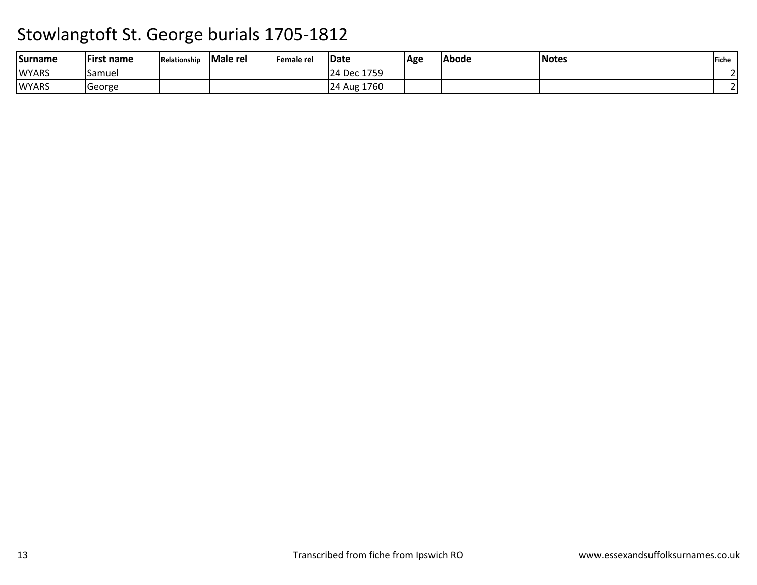# Stowlangtoft St. George burials 1705-1812

| Surname | First name | Relationship | Male rel | Female rel | Date | Age | Abode | Notes | Fiche |
|---|---|---|---|---|---|---|---|---|---|
| WYARS | Samuel | | | | 24 Dec 1759 | | | | 2 |
| WYARS | George | | | | 24 Aug 1760 | | | | 2 |

Transcribed from fiche from Ipswich RO

www.essexandsuffolksurnames.co.uk